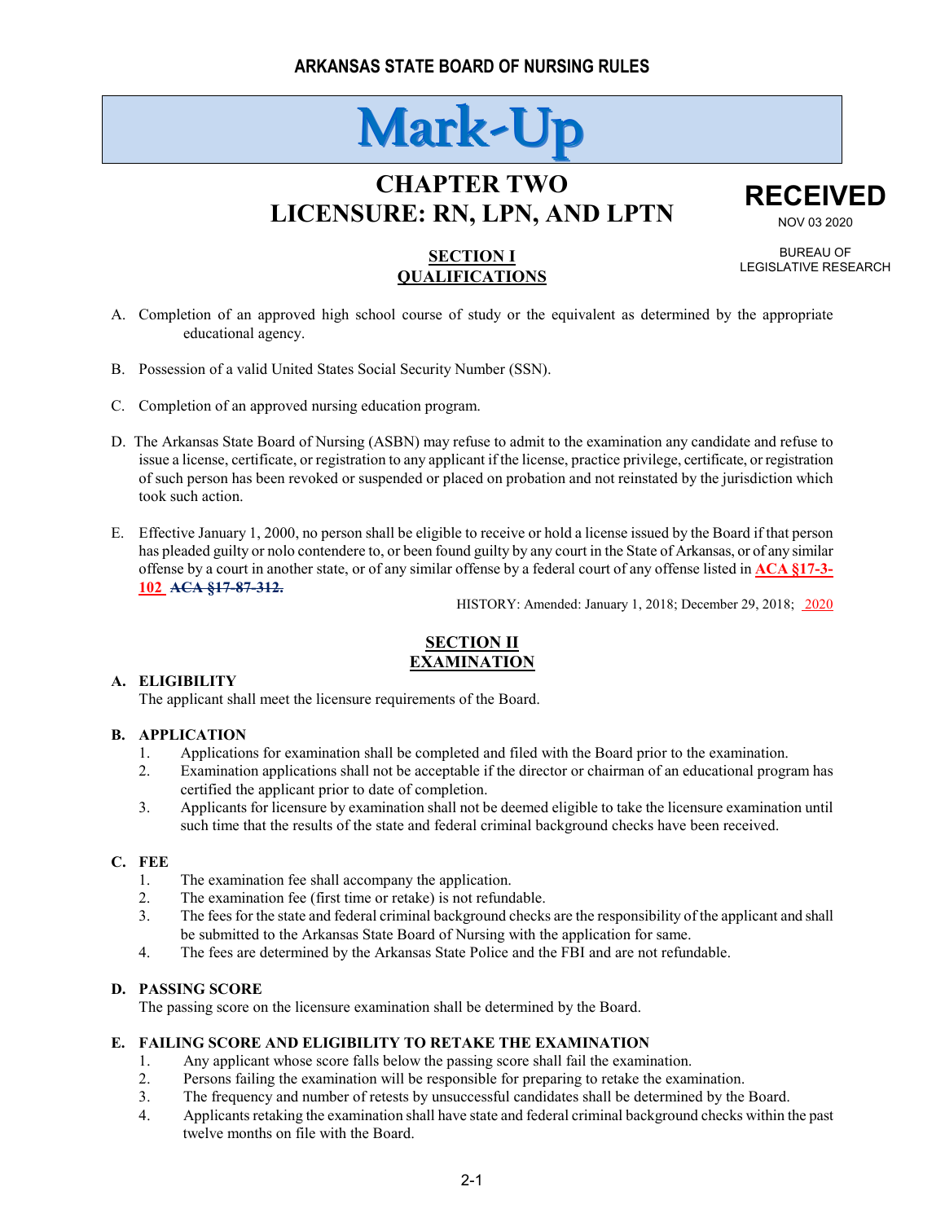# ARKANSAS STATE BOARD OF NURSING RULES

# Mark-Up

## CHAPTER TWO
## LICENSURE: RN, LPN, AND LPTN

**RECEIVED**
NOV 03 2020
BUREAU OF LEGISLATIVE RESEARCH

### SECTION I
### QUALIFICATIONS

A. Completion of an approved high school course of study or the equivalent as determined by the appropriate educational agency.

B. Possession of a valid United States Social Security Number (SSN).

C. Completion of an approved nursing education program.

D. The Arkansas State Board of Nursing (ASBN) may refuse to admit to the examination any candidate and refuse to issue a license, certificate, or registration to any applicant if the license, practice privilege, certificate, or registration of such person has been revoked or suspended or placed on probation and not reinstated by the jurisdiction which took such action.

E. Effective January 1, 2000, no person shall be eligible to receive or hold a license issued by the Board if that person has pleaded guilty or nolo contendere to, or been found guilty by any court in the State of Arkansas, or of any similar offense by a court in another state, or of any similar offense by a federal court of any offense listed in **ACA §17-3-102** ~~**ACA §17-87-312.**~~

HISTORY: Amended: January 1, 2018; December 29, 2018; 2020

### SECTION II
### EXAMINATION

**A. ELIGIBILITY**
The applicant shall meet the licensure requirements of the Board.

**B. APPLICATION**
1. Applications for examination shall be completed and filed with the Board prior to the examination.
2. Examination applications shall not be acceptable if the director or chairman of an educational program has certified the applicant prior to date of completion.
3. Applicants for licensure by examination shall not be deemed eligible to take the licensure examination until such time that the results of the state and federal criminal background checks have been received.

**C. FEE**
1. The examination fee shall accompany the application.
2. The examination fee (first time or retake) is not refundable.
3. The fees for the state and federal criminal background checks are the responsibility of the applicant and shall be submitted to the Arkansas State Board of Nursing with the application for same.
4. The fees are determined by the Arkansas State Police and the FBI and are not refundable.

**D. PASSING SCORE**
The passing score on the licensure examination shall be determined by the Board.

**E. FAILING SCORE AND ELIGIBILITY TO RETAKE THE EXAMINATION**
1. Any applicant whose score falls below the passing score shall fail the examination.
2. Persons failing the examination will be responsible for preparing to retake the examination.
3. The frequency and number of retests by unsuccessful candidates shall be determined by the Board.
4. Applicants retaking the examination shall have state and federal criminal background checks within the past twelve months on file with the Board.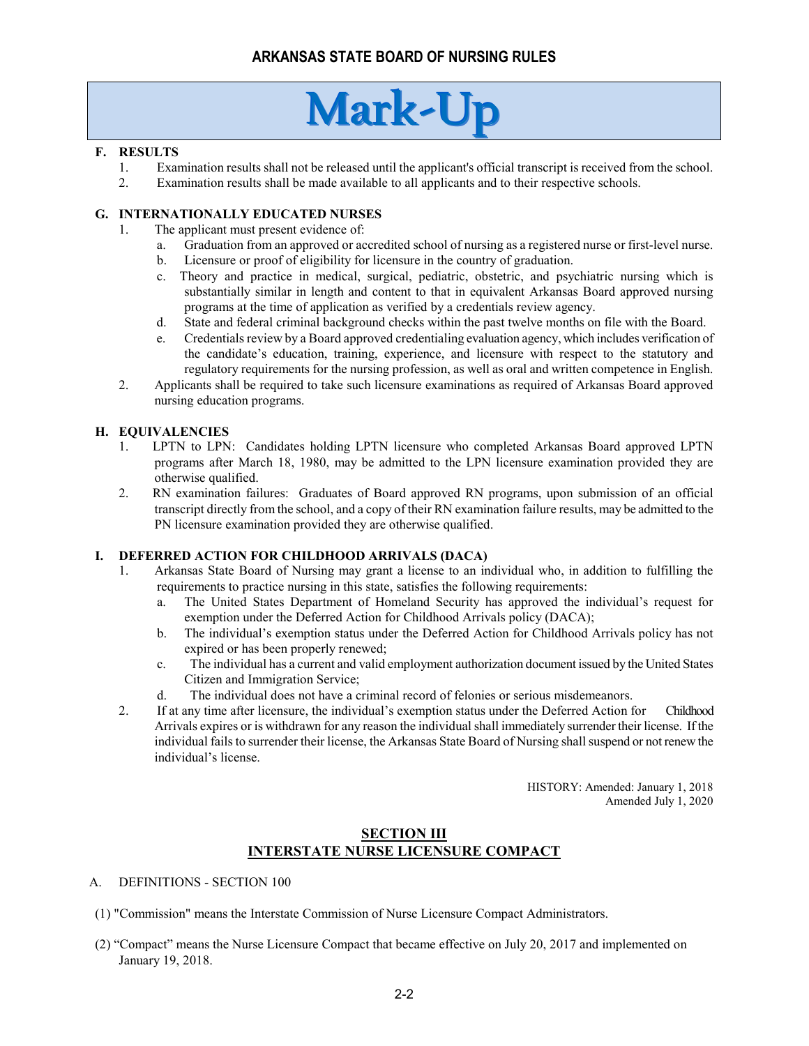# Mark-Up

**F. RESULTS**

1. Examination results shall not be released until the applicant's official transcript is received from the school.
2. Examination results shall be made available to all applicants and to their respective schools.

**G. INTERNATIONALLY EDUCATED NURSES**

1. The applicant must present evidence of:
   a. Graduation from an approved or accredited school of nursing as a registered nurse or first-level nurse.
   b. Licensure or proof of eligibility for licensure in the country of graduation.
   c. Theory and practice in medical, surgical, pediatric, obstetric, and psychiatric nursing which is substantially similar in length and content to that in equivalent Arkansas Board approved nursing programs at the time of application as verified by a credentials review agency.
   d. State and federal criminal background checks within the past twelve months on file with the Board.
   e. Credentials review by a Board approved credentialing evaluation agency, which includes verification of the candidate's education, training, experience, and licensure with respect to the statutory and regulatory requirements for the nursing profession, as well as oral and written competence in English.
2. Applicants shall be required to take such licensure examinations as required of Arkansas Board approved nursing education programs.

**H. EQUIVALENCIES**

1. LPTN to LPN: Candidates holding LPTN licensure who completed Arkansas Board approved LPTN programs after March 18, 1980, may be admitted to the LPN licensure examination provided they are otherwise qualified.
2. RN examination failures: Graduates of Board approved RN programs, upon submission of an official transcript directly from the school, and a copy of their RN examination failure results, may be admitted to the PN licensure examination provided they are otherwise qualified.

**I. DEFERRED ACTION FOR CHILDHOOD ARRIVALS (DACA)**

1. Arkansas State Board of Nursing may grant a license to an individual who, in addition to fulfilling the requirements to practice nursing in this state, satisfies the following requirements:
   a. The United States Department of Homeland Security has approved the individual's request for exemption under the Deferred Action for Childhood Arrivals policy (DACA);
   b. The individual's exemption status under the Deferred Action for Childhood Arrivals policy has not expired or has been properly renewed;
   c. The individual has a current and valid employment authorization document issued by the United States Citizen and Immigration Service;
   d. The individual does not have a criminal record of felonies or serious misdemeanors.
2. If at any time after licensure, the individual's exemption status under the Deferred Action for Childhood Arrivals expires or is withdrawn for any reason the individual shall immediately surrender their license. If the individual fails to surrender their license, the Arkansas State Board of Nursing shall suspend or not renew the individual's license.

HISTORY: Amended: January 1, 2018
Amended July 1, 2020

## SECTION III
## INTERSTATE NURSE LICENSURE COMPACT

A. DEFINITIONS - SECTION 100

(1) "Commission" means the Interstate Commission of Nurse Licensure Compact Administrators.

(2) "Compact" means the Nurse Licensure Compact that became effective on July 20, 2017 and implemented on January 19, 2018.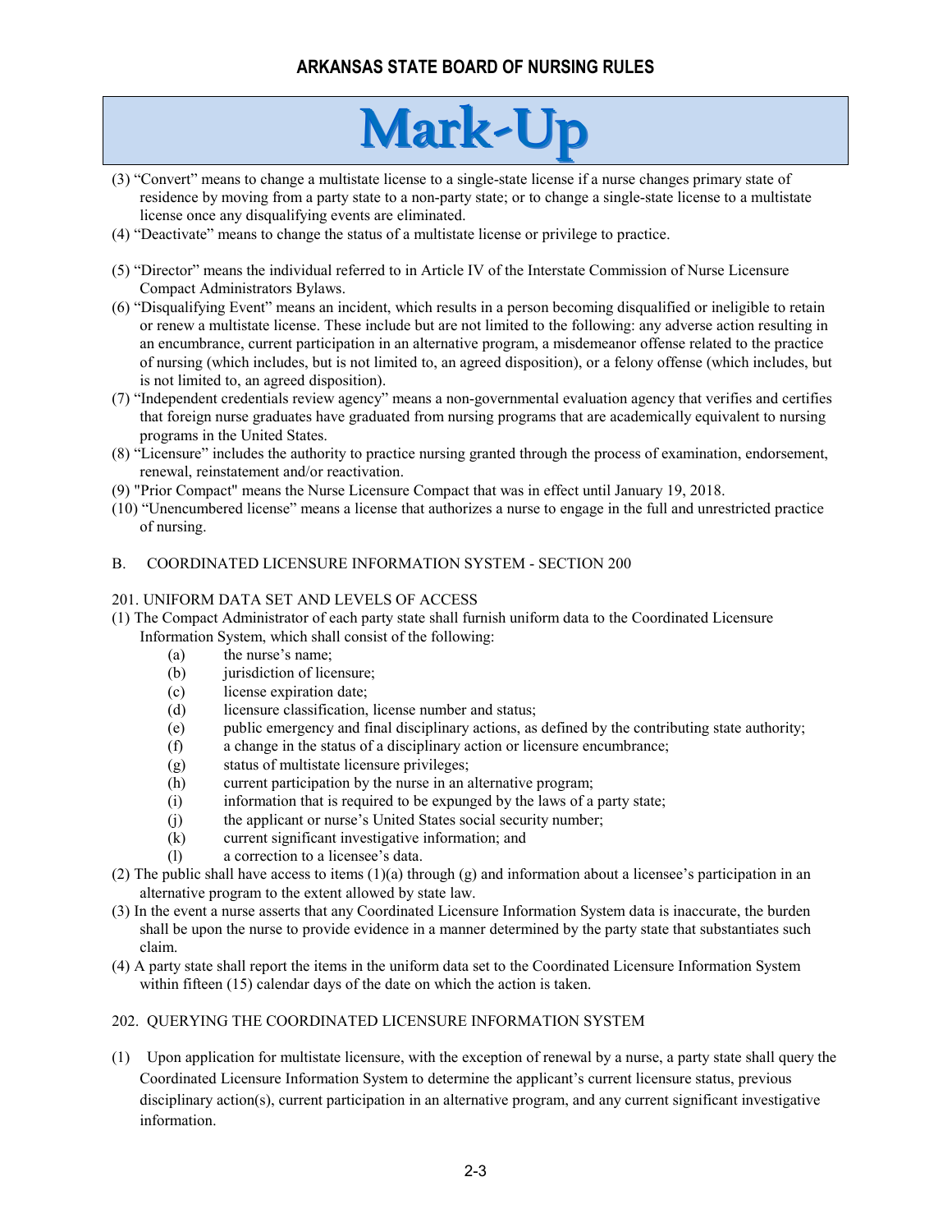# Mark-Up

(3) "Convert" means to change a multistate license to a single-state license if a nurse changes primary state of residence by moving from a party state to a non-party state; or to change a single-state license to a multistate license once any disqualifying events are eliminated.

(4) "Deactivate" means to change the status of a multistate license or privilege to practice.

(5) "Director" means the individual referred to in Article IV of the Interstate Commission of Nurse Licensure Compact Administrators Bylaws.

(6) "Disqualifying Event" means an incident, which results in a person becoming disqualified or ineligible to retain or renew a multistate license. These include but are not limited to the following: any adverse action resulting in an encumbrance, current participation in an alternative program, a misdemeanor offense related to the practice of nursing (which includes, but is not limited to, an agreed disposition), or a felony offense (which includes, but is not limited to, an agreed disposition).

(7) "Independent credentials review agency" means a non-governmental evaluation agency that verifies and certifies that foreign nurse graduates have graduated from nursing programs that are academically equivalent to nursing programs in the United States.

(8) "Licensure" includes the authority to practice nursing granted through the process of examination, endorsement, renewal, reinstatement and/or reactivation.

(9) "Prior Compact" means the Nurse Licensure Compact that was in effect until January 19, 2018.

(10) "Unencumbered license" means a license that authorizes a nurse to engage in the full and unrestricted practice of nursing.

## B. COORDINATED LICENSURE INFORMATION SYSTEM - SECTION 200

### 201. UNIFORM DATA SET AND LEVELS OF ACCESS

(1) The Compact Administrator of each party state shall furnish uniform data to the Coordinated Licensure Information System, which shall consist of the following:

- (a) the nurse's name;
- (b) jurisdiction of licensure;
- (c) license expiration date;
- (d) licensure classification, license number and status;
- (e) public emergency and final disciplinary actions, as defined by the contributing state authority;
- (f) a change in the status of a disciplinary action or licensure encumbrance;
- (g) status of multistate licensure privileges;
- (h) current participation by the nurse in an alternative program;
- (i) information that is required to be expunged by the laws of a party state;
- (j) the applicant or nurse's United States social security number;
- (k) current significant investigative information; and
- (l) a correction to a licensee's data.

(2) The public shall have access to items (1)(a) through (g) and information about a licensee's participation in an alternative program to the extent allowed by state law.

(3) In the event a nurse asserts that any Coordinated Licensure Information System data is inaccurate, the burden shall be upon the nurse to provide evidence in a manner determined by the party state that substantiates such claim.

(4) A party state shall report the items in the uniform data set to the Coordinated Licensure Information System within fifteen (15) calendar days of the date on which the action is taken.

### 202. QUERYING THE COORDINATED LICENSURE INFORMATION SYSTEM

(1) Upon application for multistate licensure, with the exception of renewal by a nurse, a party state shall query the Coordinated Licensure Information System to determine the applicant's current licensure status, previous disciplinary action(s), current participation in an alternative program, and any current significant investigative information.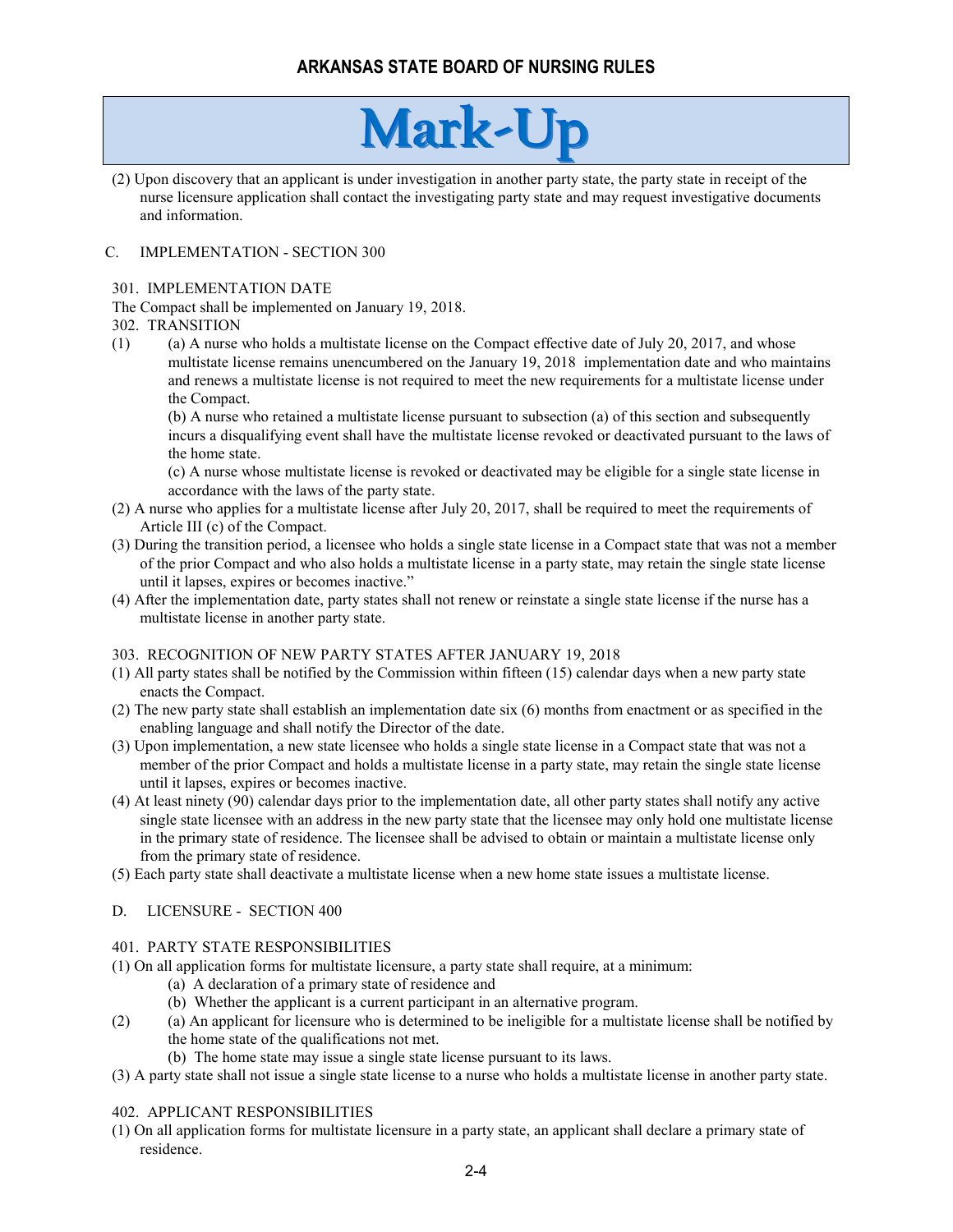(2) Upon discovery that an applicant is under investigation in another party state, the party state in receipt of the nurse licensure application shall contact the investigating party state and may request investigative documents and information.

C. IMPLEMENTATION - SECTION 300

301. IMPLEMENTATION DATE

The Compact shall be implemented on January 19, 2018.

302. TRANSITION

(1) (a) A nurse who holds a multistate license on the Compact effective date of July 20, 2017, and whose multistate license remains unencumbered on the January 19, 2018 implementation date and who maintains and renews a multistate license is not required to meet the new requirements for a multistate license under the Compact.

(b) A nurse who retained a multistate license pursuant to subsection (a) of this section and subsequently incurs a disqualifying event shall have the multistate license revoked or deactivated pursuant to the laws of the home state.

(c) A nurse whose multistate license is revoked or deactivated may be eligible for a single state license in accordance with the laws of the party state.

(2) A nurse who applies for a multistate license after July 20, 2017, shall be required to meet the requirements of Article III (c) of the Compact.

(3) During the transition period, a licensee who holds a single state license in a Compact state that was not a member of the prior Compact and who also holds a multistate license in a party state, may retain the single state license until it lapses, expires or becomes inactive."

(4) After the implementation date, party states shall not renew or reinstate a single state license if the nurse has a multistate license in another party state.

303. RECOGNITION OF NEW PARTY STATES AFTER JANUARY 19, 2018

(1) All party states shall be notified by the Commission within fifteen (15) calendar days when a new party state enacts the Compact.

(2) The new party state shall establish an implementation date six (6) months from enactment or as specified in the enabling language and shall notify the Director of the date.

(3) Upon implementation, a new state licensee who holds a single state license in a Compact state that was not a member of the prior Compact and holds a multistate license in a party state, may retain the single state license until it lapses, expires or becomes inactive.

(4) At least ninety (90) calendar days prior to the implementation date, all other party states shall notify any active single state licensee with an address in the new party state that the licensee may only hold one multistate license in the primary state of residence. The licensee shall be advised to obtain or maintain a multistate license only from the primary state of residence.

(5) Each party state shall deactivate a multistate license when a new home state issues a multistate license.

D. LICENSURE - SECTION 400

401. PARTY STATE RESPONSIBILITIES

(1) On all application forms for multistate licensure, a party state shall require, at a minimum:

(a) A declaration of a primary state of residence and

(b) Whether the applicant is a current participant in an alternative program.

(2) (a) An applicant for licensure who is determined to be ineligible for a multistate license shall be notified by the home state of the qualifications not met.

(b) The home state may issue a single state license pursuant to its laws.

(3) A party state shall not issue a single state license to a nurse who holds a multistate license in another party state.

402. APPLICANT RESPONSIBILITIES

(1) On all application forms for multistate licensure in a party state, an applicant shall declare a primary state of residence.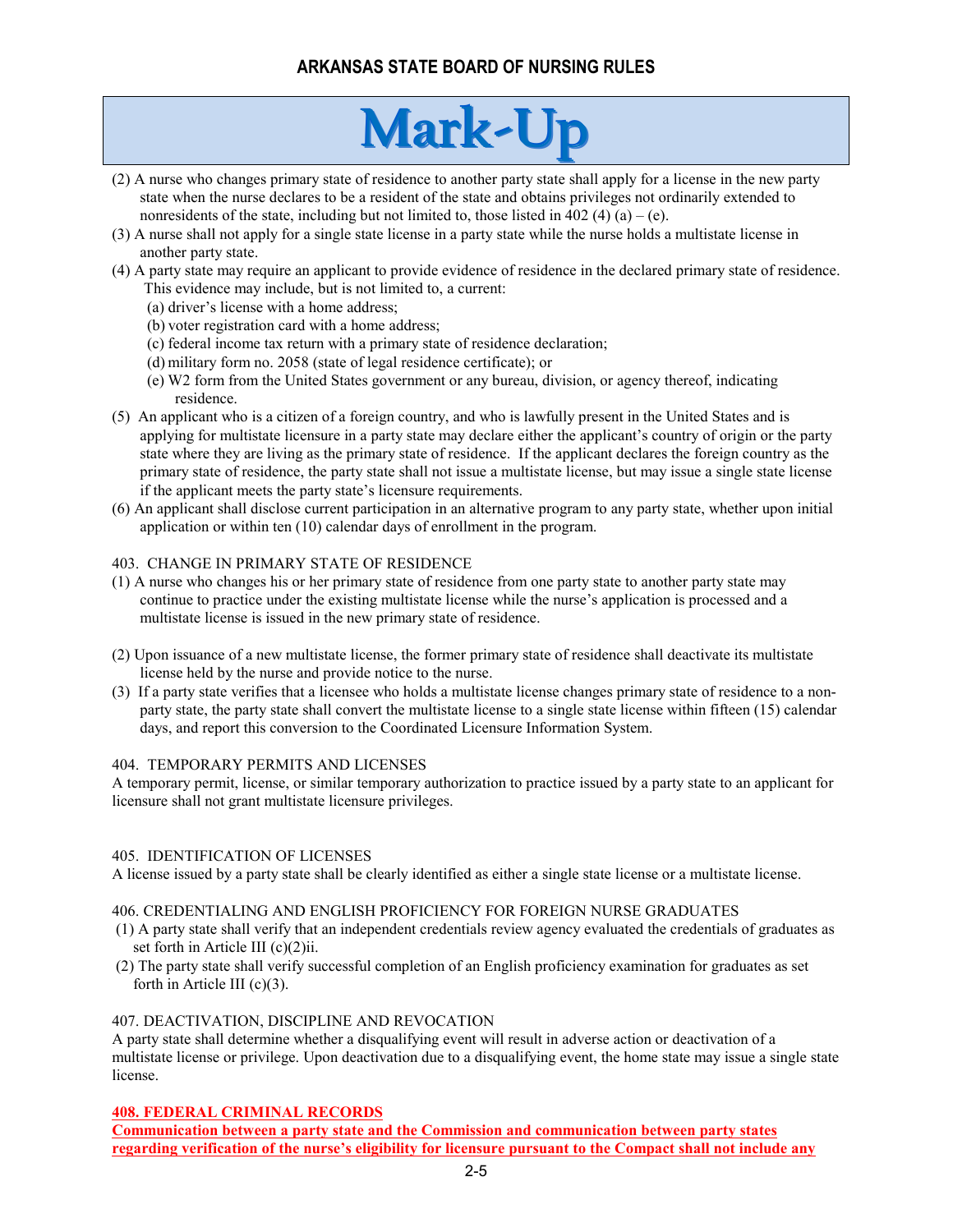# Mark-Up

(2) A nurse who changes primary state of residence to another party state shall apply for a license in the new party state when the nurse declares to be a resident of the state and obtains privileges not ordinarily extended to nonresidents of the state, including but not limited to, those listed in 402 (4) (a) – (e).

(3) A nurse shall not apply for a single state license in a party state while the nurse holds a multistate license in another party state.

(4) A party state may require an applicant to provide evidence of residence in the declared primary state of residence. This evidence may include, but is not limited to, a current:

(a) driver's license with a home address;

(b) voter registration card with a home address;

(c) federal income tax return with a primary state of residence declaration;

(d) military form no. 2058 (state of legal residence certificate); or

(e) W2 form from the United States government or any bureau, division, or agency thereof, indicating residence.

(5) An applicant who is a citizen of a foreign country, and who is lawfully present in the United States and is applying for multistate licensure in a party state may declare either the applicant's country of origin or the party state where they are living as the primary state of residence. If the applicant declares the foreign country as the primary state of residence, the party state shall not issue a multistate license, but may issue a single state license if the applicant meets the party state's licensure requirements.

(6) An applicant shall disclose current participation in an alternative program to any party state, whether upon initial application or within ten (10) calendar days of enrollment in the program.

403. CHANGE IN PRIMARY STATE OF RESIDENCE

(1) A nurse who changes his or her primary state of residence from one party state to another party state may continue to practice under the existing multistate license while the nurse's application is processed and a multistate license is issued in the new primary state of residence.

(2) Upon issuance of a new multistate license, the former primary state of residence shall deactivate its multistate license held by the nurse and provide notice to the nurse.

(3) If a party state verifies that a licensee who holds a multistate license changes primary state of residence to a non-party state, the party state shall convert the multistate license to a single state license within fifteen (15) calendar days, and report this conversion to the Coordinated Licensure Information System.

404. TEMPORARY PERMITS AND LICENSES

A temporary permit, license, or similar temporary authorization to practice issued by a party state to an applicant for licensure shall not grant multistate licensure privileges.

405. IDENTIFICATION OF LICENSES

A license issued by a party state shall be clearly identified as either a single state license or a multistate license.

406. CREDENTIALING AND ENGLISH PROFICIENCY FOR FOREIGN NURSE GRADUATES

(1) A party state shall verify that an independent credentials review agency evaluated the credentials of graduates as set forth in Article III (c)(2)ii.

(2) The party state shall verify successful completion of an English proficiency examination for graduates as set forth in Article III (c)(3).

407. DEACTIVATION, DISCIPLINE AND REVOCATION

A party state shall determine whether a disqualifying event will result in adverse action or deactivation of a multistate license or privilege. Upon deactivation due to a disqualifying event, the home state may issue a single state license.

**408. FEDERAL CRIMINAL RECORDS**

**Communication between a party state and the Commission and communication between party states regarding verification of the nurse's eligibility for licensure pursuant to the Compact shall not include any**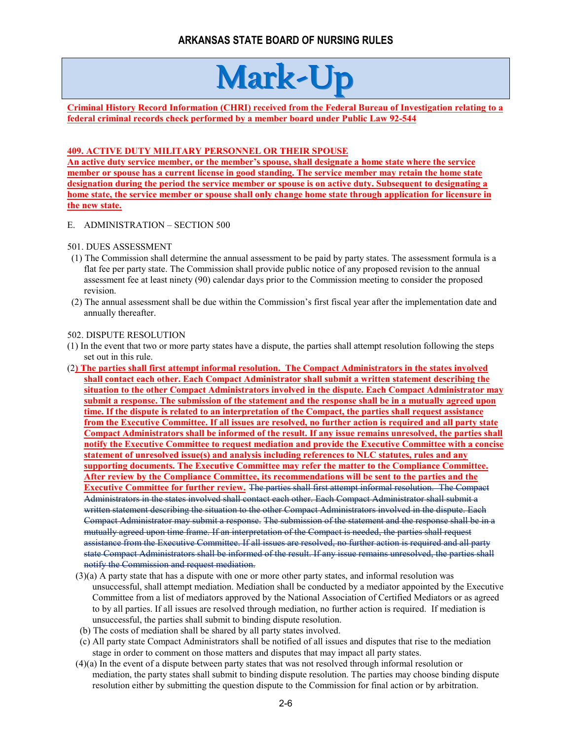**Criminal History Record Information (CHRI) received from the Federal Bureau of Investigation relating to a federal criminal records check performed by a member board under Public Law 92-544**

**409. ACTIVE DUTY MILITARY PERSONNEL OR THEIR SPOUSE**

**An active duty service member, or the member's spouse, shall designate a home state where the service member or spouse has a current license in good standing. The service member may retain the home state designation during the period the service member or spouse is on active duty. Subsequent to designating a home state, the service member or spouse shall only change home state through application for licensure in the new state.**

E. ADMINISTRATION – SECTION 500

501. DUES ASSESSMENT

(1) The Commission shall determine the annual assessment to be paid by party states. The assessment formula is a flat fee per party state. The Commission shall provide public notice of any proposed revision to the annual assessment fee at least ninety (90) calendar days prior to the Commission meeting to consider the proposed revision.

(2) The annual assessment shall be due within the Commission's first fiscal year after the implementation date and annually thereafter.

502. DISPUTE RESOLUTION

(1) In the event that two or more party states have a dispute, the parties shall attempt resolution following the steps set out in this rule.

(2**) The parties shall first attempt informal resolution. The Compact Administrators in the states involved shall contact each other. Each Compact Administrator shall submit a written statement describing the situation to the other Compact Administrators involved in the dispute. Each Compact Administrator may submit a response. The submission of the statement and the response shall be in a mutually agreed upon time. If the dispute is related to an interpretation of the Compact, the parties shall request assistance from the Executive Committee. If all issues are resolved, no further action is required and all party state Compact Administrators shall be informed of the result. If any issue remains unresolved, the parties shall notify the Executive Committee to request mediation and provide the Executive Committee with a concise statement of unresolved issue(s) and analysis including references to NLC statutes, rules and any supporting documents. The Executive Committee may refer the matter to the Compliance Committee. After review by the Compliance Committee, its recommendations will be sent to the parties and the Executive Committee for further review.** ~~The parties shall first attempt informal resolution. The Compact Administrators in the states involved shall contact each other. Each Compact Administrator shall submit a written statement describing the situation to the other Compact Administrators involved in the dispute. Each Compact Administrator may submit a response. The submission of the statement and the response shall be in a mutually agreed upon time frame. If an interpretation of the Compact is needed, the parties shall request assistance from the Executive Committee. If all issues are resolved, no further action is required and all party state Compact Administrators shall be informed of the result. If any issue remains unresolved, the parties shall notify the Commission and request mediation.~~

(3)(a) A party state that has a dispute with one or more other party states, and informal resolution was unsuccessful, shall attempt mediation. Mediation shall be conducted by a mediator appointed by the Executive Committee from a list of mediators approved by the National Association of Certified Mediators or as agreed to by all parties. If all issues are resolved through mediation, no further action is required. If mediation is unsuccessful, the parties shall submit to binding dispute resolution.

(b) The costs of mediation shall be shared by all party states involved.

(c) All party state Compact Administrators shall be notified of all issues and disputes that rise to the mediation stage in order to comment on those matters and disputes that may impact all party states.

(4)(a) In the event of a dispute between party states that was not resolved through informal resolution or mediation, the party states shall submit to binding dispute resolution. The parties may choose binding dispute resolution either by submitting the question dispute to the Commission for final action or by arbitration.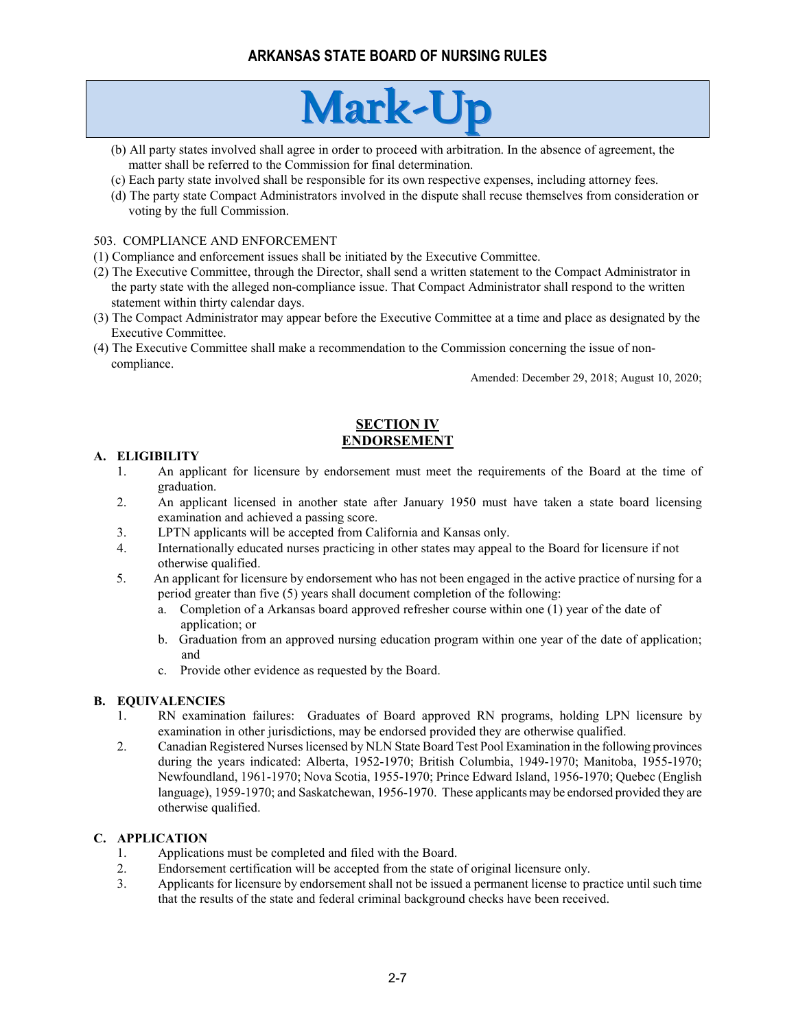# Mark-Up

(b) All party states involved shall agree in order to proceed with arbitration. In the absence of agreement, the matter shall be referred to the Commission for final determination.

(c) Each party state involved shall be responsible for its own respective expenses, including attorney fees.

(d) The party state Compact Administrators involved in the dispute shall recuse themselves from consideration or voting by the full Commission.

503. COMPLIANCE AND ENFORCEMENT

(1) Compliance and enforcement issues shall be initiated by the Executive Committee.

(2) The Executive Committee, through the Director, shall send a written statement to the Compact Administrator in the party state with the alleged non-compliance issue. That Compact Administrator shall respond to the written statement within thirty calendar days.

(3) The Compact Administrator may appear before the Executive Committee at a time and place as designated by the Executive Committee.

(4) The Executive Committee shall make a recommendation to the Commission concerning the issue of non-compliance.

Amended: December 29, 2018; August 10, 2020;

## SECTION IV
## ENDORSEMENT

### A. ELIGIBILITY

1. An applicant for licensure by endorsement must meet the requirements of the Board at the time of graduation.
2. An applicant licensed in another state after January 1950 must have taken a state board licensing examination and achieved a passing score.
3. LPTN applicants will be accepted from California and Kansas only.
4. Internationally educated nurses practicing in other states may appeal to the Board for licensure if not otherwise qualified.
5. An applicant for licensure by endorsement who has not been engaged in the active practice of nursing for a period greater than five (5) years shall document completion of the following:
   a. Completion of a Arkansas board approved refresher course within one (1) year of the date of application; or
   b. Graduation from an approved nursing education program within one year of the date of application; and
   c. Provide other evidence as requested by the Board.

### B. EQUIVALENCIES

1. RN examination failures: Graduates of Board approved RN programs, holding LPN licensure by examination in other jurisdictions, may be endorsed provided they are otherwise qualified.
2. Canadian Registered Nurses licensed by NLN State Board Test Pool Examination in the following provinces during the years indicated: Alberta, 1952-1970; British Columbia, 1949-1970; Manitoba, 1955-1970; Newfoundland, 1961-1970; Nova Scotia, 1955-1970; Prince Edward Island, 1956-1970; Quebec (English language), 1959-1970; and Saskatchewan, 1956-1970. These applicants may be endorsed provided they are otherwise qualified.

### C. APPLICATION

1. Applications must be completed and filed with the Board.
2. Endorsement certification will be accepted from the state of original licensure only.
3. Applicants for licensure by endorsement shall not be issued a permanent license to practice until such time that the results of the state and federal criminal background checks have been received.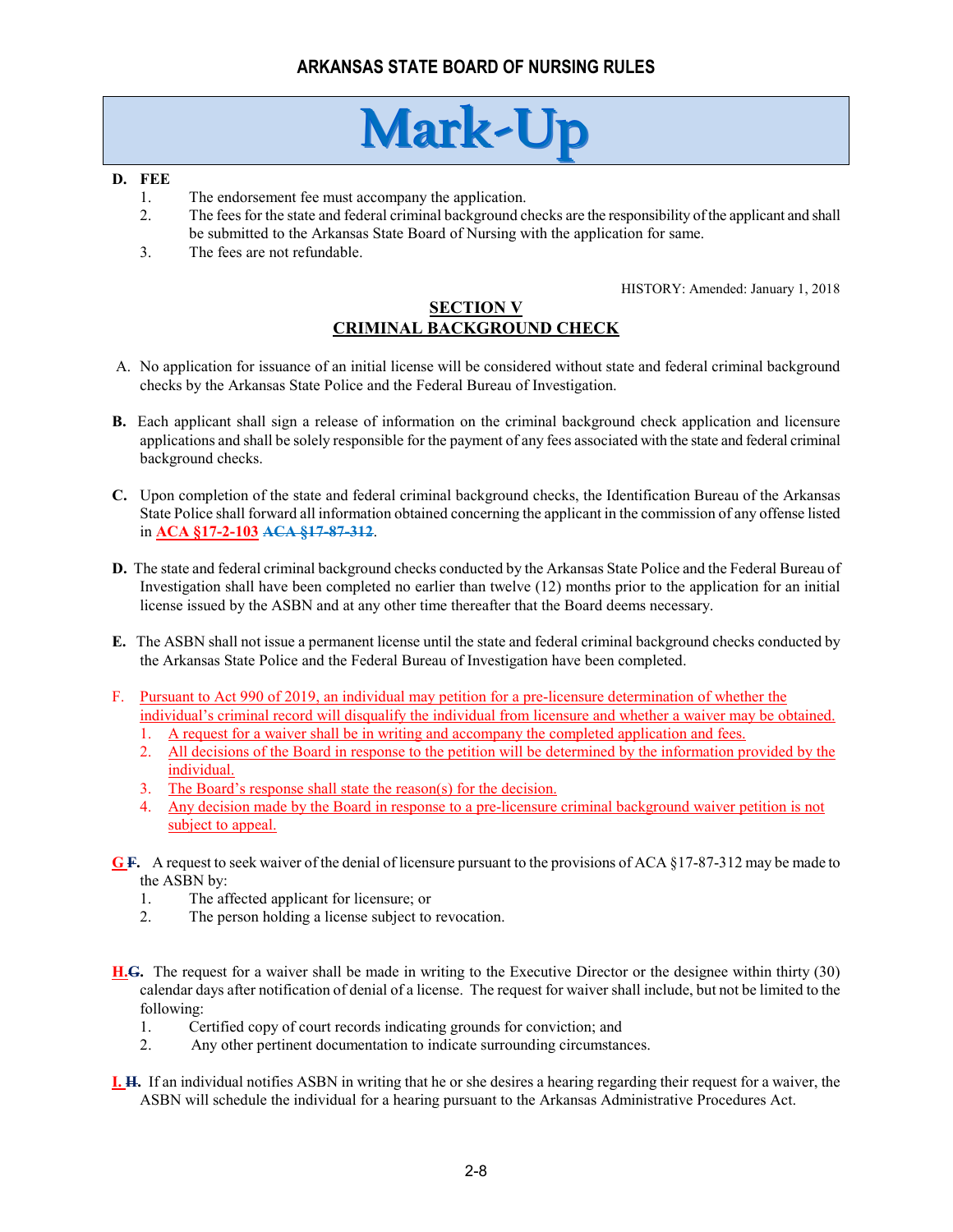# Mark-Up

**D. FEE**

1. The endorsement fee must accompany the application.
2. The fees for the state and federal criminal background checks are the responsibility of the applicant and shall be submitted to the Arkansas State Board of Nursing with the application for same.
3. The fees are not refundable.

HISTORY: Amended: January 1, 2018

## SECTION V
## CRIMINAL BACKGROUND CHECK

A. No application for issuance of an initial license will be considered without state and federal criminal background checks by the Arkansas State Police and the Federal Bureau of Investigation.

**B.** Each applicant shall sign a release of information on the criminal background check application and licensure applications and shall be solely responsible for the payment of any fees associated with the state and federal criminal background checks.

**C.** Upon completion of the state and federal criminal background checks, the Identification Bureau of the Arkansas State Police shall forward all information obtained concerning the applicant in the commission of any offense listed in **ACA §17-2-103** ~~**ACA §17-87-312**~~.

**D.** The state and federal criminal background checks conducted by the Arkansas State Police and the Federal Bureau of Investigation shall have been completed no earlier than twelve (12) months prior to the application for an initial license issued by the ASBN and at any other time thereafter that the Board deems necessary.

**E.** The ASBN shall not issue a permanent license until the state and federal criminal background checks conducted by the Arkansas State Police and the Federal Bureau of Investigation have been completed.

F. Pursuant to Act 990 of 2019, an individual may petition for a pre-licensure determination of whether the individual's criminal record will disqualify the individual from licensure and whether a waiver may be obtained.
   1. A request for a waiver shall be in writing and accompany the completed application and fees.
   2. All decisions of the Board in response to the petition will be determined by the information provided by the individual.
   3. The Board's response shall state the reason(s) for the decision.
   4. Any decision made by the Board in response to a pre-licensure criminal background waiver petition is not subject to appeal.

**G** ~~**F.**~~ A request to seek waiver of the denial of licensure pursuant to the provisions of ACA §17-87-312 may be made to the ASBN by:

1. The affected applicant for licensure; or
2. The person holding a license subject to revocation.

**H.** ~~**G.**~~ The request for a waiver shall be made in writing to the Executive Director or the designee within thirty (30) calendar days after notification of denial of a license. The request for waiver shall include, but not be limited to the following:

1. Certified copy of court records indicating grounds for conviction; and
2. Any other pertinent documentation to indicate surrounding circumstances.

**I.** ~~**H.**~~ If an individual notifies ASBN in writing that he or she desires a hearing regarding their request for a waiver, the ASBN will schedule the individual for a hearing pursuant to the Arkansas Administrative Procedures Act.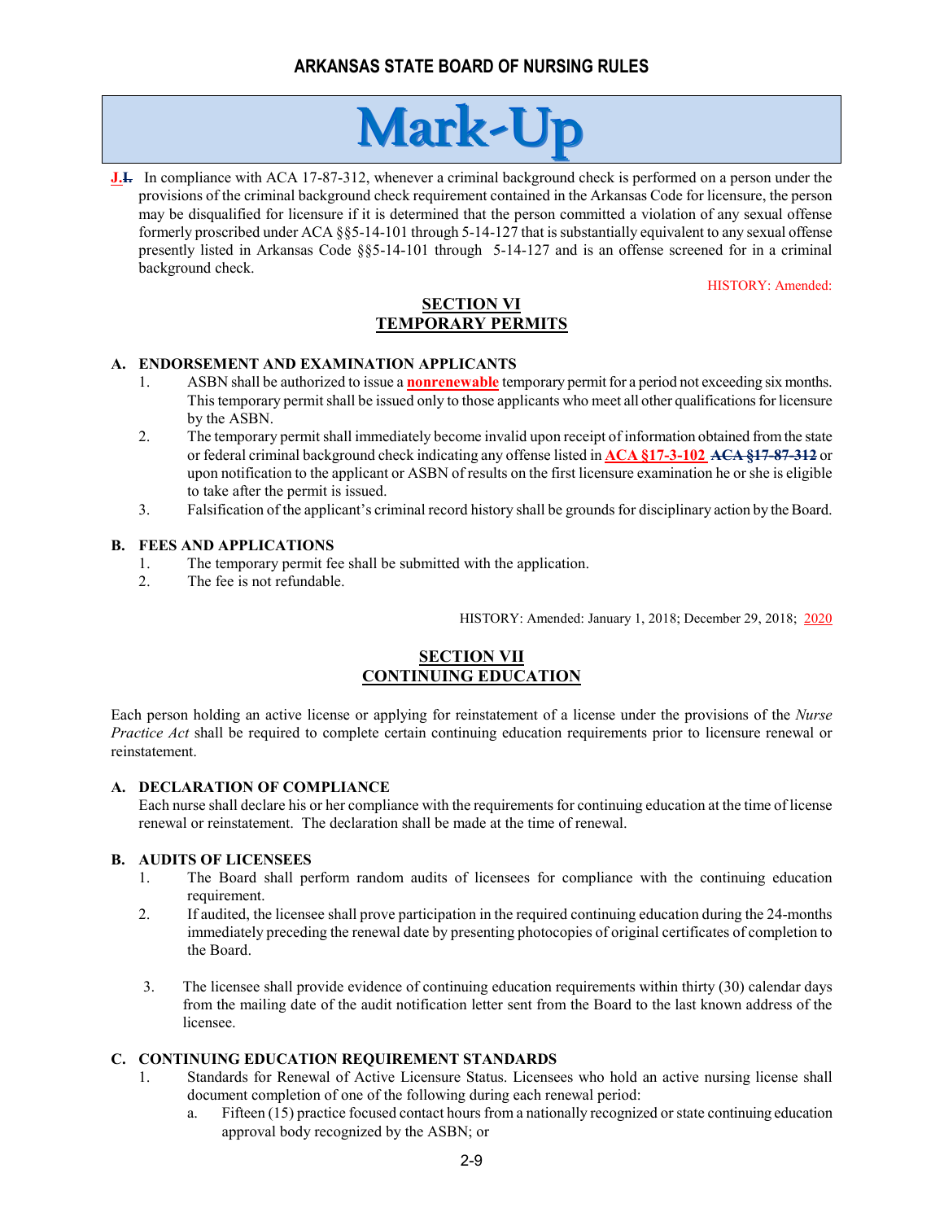Mark-Up

**J.** ~~I.~~ In compliance with ACA 17-87-312, whenever a criminal background check is performed on a person under the provisions of the criminal background check requirement contained in the Arkansas Code for licensure, the person may be disqualified for licensure if it is determined that the person committed a violation of any sexual offense formerly proscribed under ACA §§5-14-101 through 5-14-127 that is substantially equivalent to any sexual offense presently listed in Arkansas Code §§5-14-101 through 5-14-127 and is an offense screened for in a criminal background check.

HISTORY: Amended:

## SECTION VI
## TEMPORARY PERMITS

**A. ENDORSEMENT AND EXAMINATION APPLICANTS**

1. ASBN shall be authorized to issue a **nonrenewable** temporary permit for a period not exceeding six months. This temporary permit shall be issued only to those applicants who meet all other qualifications for licensure by the ASBN.
2. The temporary permit shall immediately become invalid upon receipt of information obtained from the state or federal criminal background check indicating any offense listed in **ACA §17-3-102** ~~ACA §17-87-312~~ or upon notification to the applicant or ASBN of results on the first licensure examination he or she is eligible to take after the permit is issued.
3. Falsification of the applicant's criminal record history shall be grounds for disciplinary action by the Board.

**B. FEES AND APPLICATIONS**

1. The temporary permit fee shall be submitted with the application.
2. The fee is not refundable.

HISTORY: Amended: January 1, 2018; December 29, 2018; 2020

## SECTION VII
## CONTINUING EDUCATION

Each person holding an active license or applying for reinstatement of a license under the provisions of the *Nurse Practice Act* shall be required to complete certain continuing education requirements prior to licensure renewal or reinstatement.

**A. DECLARATION OF COMPLIANCE**

Each nurse shall declare his or her compliance with the requirements for continuing education at the time of license renewal or reinstatement. The declaration shall be made at the time of renewal.

**B. AUDITS OF LICENSEES**

1. The Board shall perform random audits of licensees for compliance with the continuing education requirement.
2. If audited, the licensee shall prove participation in the required continuing education during the 24-months immediately preceding the renewal date by presenting photocopies of original certificates of completion to the Board.
3. The licensee shall provide evidence of continuing education requirements within thirty (30) calendar days from the mailing date of the audit notification letter sent from the Board to the last known address of the licensee.

**C. CONTINUING EDUCATION REQUIREMENT STANDARDS**

1. Standards for Renewal of Active Licensure Status. Licensees who hold an active nursing license shall document completion of one of the following during each renewal period:
   a. Fifteen (15) practice focused contact hours from a nationally recognized or state continuing education approval body recognized by the ASBN; or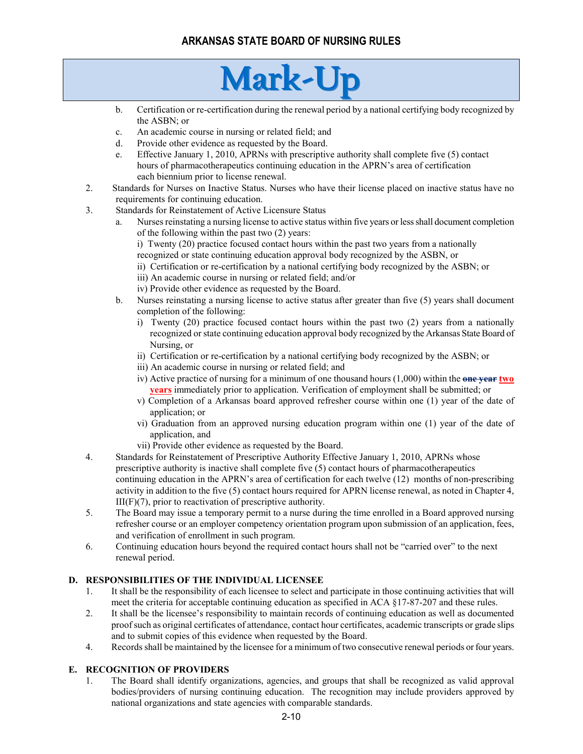b. Certification or re-certification during the renewal period by a national certifying body recognized by the ASBN; or
c. An academic course in nursing or related field; and
d. Provide other evidence as requested by the Board.
e. Effective January 1, 2010, APRNs with prescriptive authority shall complete five (5) contact hours of pharmacotherapeutics continuing education in the APRN's area of certification each biennium prior to license renewal.

2. Standards for Nurses on Inactive Status. Nurses who have their license placed on inactive status have no requirements for continuing education.
3. Standards for Reinstatement of Active Licensure Status
   a. Nurses reinstating a nursing license to active status within five years or less shall document completion of the following within the past two (2) years:
      i) Twenty (20) practice focused contact hours within the past two years from a nationally recognized or state continuing education approval body recognized by the ASBN, or
      ii) Certification or re-certification by a national certifying body recognized by the ASBN; or
      iii) An academic course in nursing or related field; and/or
      iv) Provide other evidence as requested by the Board.
   b. Nurses reinstating a nursing license to active status after greater than five (5) years shall document completion of the following:
      i) Twenty (20) practice focused contact hours within the past two (2) years from a nationally recognized or state continuing education approval body recognized by the Arkansas State Board of Nursing, or
      ii) Certification or re-certification by a national certifying body recognized by the ASBN; or
      iii) An academic course in nursing or related field; and
      iv) Active practice of nursing for a minimum of one thousand hours (1,000) within the ~~one year~~ **two years** immediately prior to application. Verification of employment shall be submitted; or
      v) Completion of a Arkansas board approved refresher course within one (1) year of the date of application; or
      vi) Graduation from an approved nursing education program within one (1) year of the date of application, and
      vii) Provide other evidence as requested by the Board.
4. Standards for Reinstatement of Prescriptive Authority Effective January 1, 2010, APRNs whose prescriptive authority is inactive shall complete five (5) contact hours of pharmacotherapeutics continuing education in the APRN's area of certification for each twelve (12) months of non-prescribing activity in addition to the five (5) contact hours required for APRN license renewal, as noted in Chapter 4, III(F)(7), prior to reactivation of prescriptive authority.
5. The Board may issue a temporary permit to a nurse during the time enrolled in a Board approved nursing refresher course or an employer competency orientation program upon submission of an application, fees, and verification of enrollment in such program.
6. Continuing education hours beyond the required contact hours shall not be "carried over" to the next renewal period.

## D. RESPONSIBILITIES OF THE INDIVIDUAL LICENSEE

1. It shall be the responsibility of each licensee to select and participate in those continuing activities that will meet the criteria for acceptable continuing education as specified in ACA §17-87-207 and these rules.
2. It shall be the licensee's responsibility to maintain records of continuing education as well as documented proof such as original certificates of attendance, contact hour certificates, academic transcripts or grade slips and to submit copies of this evidence when requested by the Board.
4. Records shall be maintained by the licensee for a minimum of two consecutive renewal periods or four years.

## E. RECOGNITION OF PROVIDERS

1. The Board shall identify organizations, agencies, and groups that shall be recognized as valid approval bodies/providers of nursing continuing education. The recognition may include providers approved by national organizations and state agencies with comparable standards.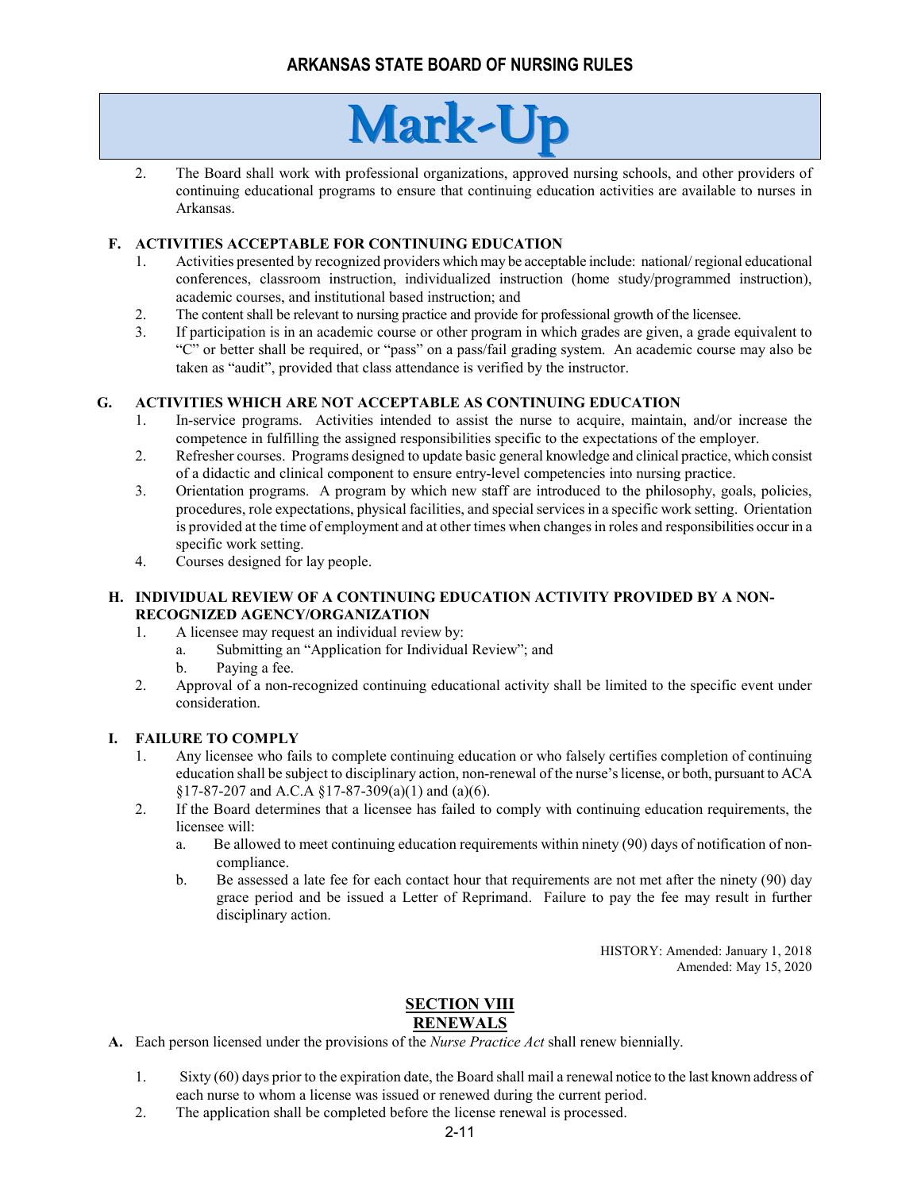Mark-Up

2. The Board shall work with professional organizations, approved nursing schools, and other providers of continuing educational programs to ensure that continuing education activities are available to nurses in Arkansas.

**F. ACTIVITIES ACCEPTABLE FOR CONTINUING EDUCATION**

1. Activities presented by recognized providers which may be acceptable include: national/ regional educational conferences, classroom instruction, individualized instruction (home study/programmed instruction), academic courses, and institutional based instruction; and
2. The content shall be relevant to nursing practice and provide for professional growth of the licensee.
3. If participation is in an academic course or other program in which grades are given, a grade equivalent to "C" or better shall be required, or "pass" on a pass/fail grading system. An academic course may also be taken as "audit", provided that class attendance is verified by the instructor.

**G. ACTIVITIES WHICH ARE NOT ACCEPTABLE AS CONTINUING EDUCATION**

1. In-service programs. Activities intended to assist the nurse to acquire, maintain, and/or increase the competence in fulfilling the assigned responsibilities specific to the expectations of the employer.
2. Refresher courses. Programs designed to update basic general knowledge and clinical practice, which consist of a didactic and clinical component to ensure entry-level competencies into nursing practice.
3. Orientation programs. A program by which new staff are introduced to the philosophy, goals, policies, procedures, role expectations, physical facilities, and special services in a specific work setting. Orientation is provided at the time of employment and at other times when changes in roles and responsibilities occur in a specific work setting.
4. Courses designed for lay people.

**H. INDIVIDUAL REVIEW OF A CONTINUING EDUCATION ACTIVITY PROVIDED BY A NON-RECOGNIZED AGENCY/ORGANIZATION**

1. A licensee may request an individual review by:
   a. Submitting an "Application for Individual Review"; and
   b. Paying a fee.
2. Approval of a non-recognized continuing educational activity shall be limited to the specific event under consideration.

**I. FAILURE TO COMPLY**

1. Any licensee who fails to complete continuing education or who falsely certifies completion of continuing education shall be subject to disciplinary action, non-renewal of the nurse's license, or both, pursuant to ACA §17-87-207 and A.C.A §17-87-309(a)(1) and (a)(6).
2. If the Board determines that a licensee has failed to comply with continuing education requirements, the licensee will:
   a. Be allowed to meet continuing education requirements within ninety (90) days of notification of non-compliance.
   b. Be assessed a late fee for each contact hour that requirements are not met after the ninety (90) day grace period and be issued a Letter of Reprimand. Failure to pay the fee may result in further disciplinary action.

HISTORY: Amended: January 1, 2018
Amended: May 15, 2020

## SECTION VIII
## RENEWALS

**A.** Each person licensed under the provisions of the *Nurse Practice Act* shall renew biennially.

1. Sixty (60) days prior to the expiration date, the Board shall mail a renewal notice to the last known address of each nurse to whom a license was issued or renewed during the current period.
2. The application shall be completed before the license renewal is processed.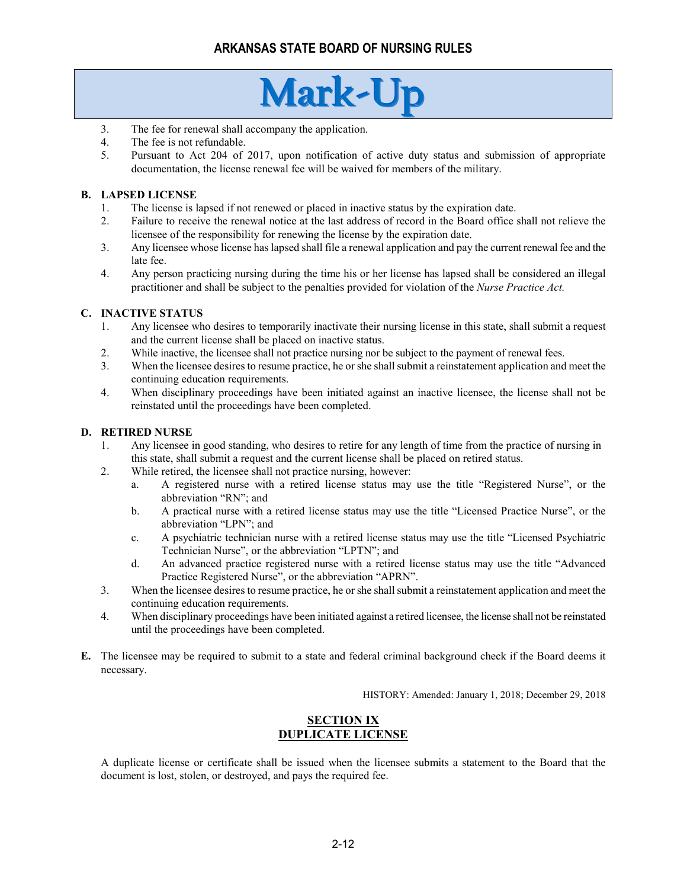3. The fee for renewal shall accompany the application.
4. The fee is not refundable.
5. Pursuant to Act 204 of 2017, upon notification of active duty status and submission of appropriate documentation, the license renewal fee will be waived for members of the military.

**B. LAPSED LICENSE**

1. The license is lapsed if not renewed or placed in inactive status by the expiration date.
2. Failure to receive the renewal notice at the last address of record in the Board office shall not relieve the licensee of the responsibility for renewing the license by the expiration date.
3. Any licensee whose license has lapsed shall file a renewal application and pay the current renewal fee and the late fee.
4. Any person practicing nursing during the time his or her license has lapsed shall be considered an illegal practitioner and shall be subject to the penalties provided for violation of the *Nurse Practice Act.*

**C. INACTIVE STATUS**

1. Any licensee who desires to temporarily inactivate their nursing license in this state, shall submit a request and the current license shall be placed on inactive status.
2. While inactive, the licensee shall not practice nursing nor be subject to the payment of renewal fees.
3. When the licensee desires to resume practice, he or she shall submit a reinstatement application and meet the continuing education requirements.
4. When disciplinary proceedings have been initiated against an inactive licensee, the license shall not be reinstated until the proceedings have been completed.

**D. RETIRED NURSE**

1. Any licensee in good standing, who desires to retire for any length of time from the practice of nursing in this state, shall submit a request and the current license shall be placed on retired status.
2. While retired, the licensee shall not practice nursing, however:
   a. A registered nurse with a retired license status may use the title "Registered Nurse", or the abbreviation "RN"; and
   b. A practical nurse with a retired license status may use the title "Licensed Practice Nurse", or the abbreviation "LPN"; and
   c. A psychiatric technician nurse with a retired license status may use the title "Licensed Psychiatric Technician Nurse", or the abbreviation "LPTN"; and
   d. An advanced practice registered nurse with a retired license status may use the title "Advanced Practice Registered Nurse", or the abbreviation "APRN".
3. When the licensee desires to resume practice, he or she shall submit a reinstatement application and meet the continuing education requirements.
4. When disciplinary proceedings have been initiated against a retired licensee, the license shall not be reinstated until the proceedings have been completed.

**E.** The licensee may be required to submit to a state and federal criminal background check if the Board deems it necessary.

HISTORY: Amended: January 1, 2018; December 29, 2018

## SECTION IX
## DUPLICATE LICENSE

A duplicate license or certificate shall be issued when the licensee submits a statement to the Board that the document is lost, stolen, or destroyed, and pays the required fee.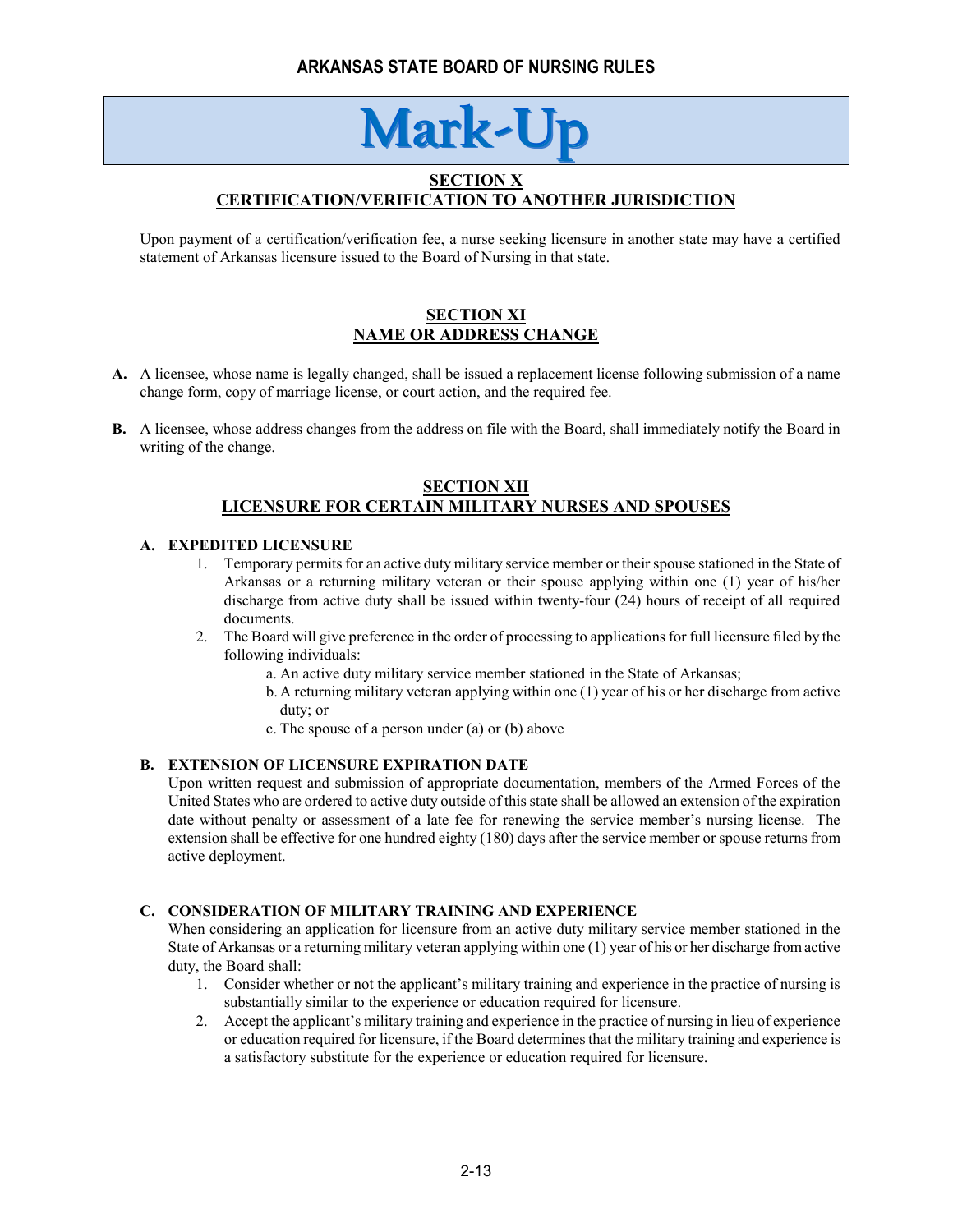# Mark-Up

## SECTION X
## CERTIFICATION/VERIFICATION TO ANOTHER JURISDICTION

Upon payment of a certification/verification fee, a nurse seeking licensure in another state may have a certified statement of Arkansas licensure issued to the Board of Nursing in that state.

## SECTION XI
## NAME OR ADDRESS CHANGE

**A.** A licensee, whose name is legally changed, shall be issued a replacement license following submission of a name change form, copy of marriage license, or court action, and the required fee.

**B.** A licensee, whose address changes from the address on file with the Board, shall immediately notify the Board in writing of the change.

## SECTION XII
## LICENSURE FOR CERTAIN MILITARY NURSES AND SPOUSES

**A. EXPEDITED LICENSURE**

1. Temporary permits for an active duty military service member or their spouse stationed in the State of Arkansas or a returning military veteran or their spouse applying within one (1) year of his/her discharge from active duty shall be issued within twenty-four (24) hours of receipt of all required documents.
2. The Board will give preference in the order of processing to applications for full licensure filed by the following individuals:
   a. An active duty military service member stationed in the State of Arkansas;
   b. A returning military veteran applying within one (1) year of his or her discharge from active duty; or
   c. The spouse of a person under (a) or (b) above

**B. EXTENSION OF LICENSURE EXPIRATION DATE**

Upon written request and submission of appropriate documentation, members of the Armed Forces of the United States who are ordered to active duty outside of this state shall be allowed an extension of the expiration date without penalty or assessment of a late fee for renewing the service member's nursing license. The extension shall be effective for one hundred eighty (180) days after the service member or spouse returns from active deployment.

**C. CONSIDERATION OF MILITARY TRAINING AND EXPERIENCE**

When considering an application for licensure from an active duty military service member stationed in the State of Arkansas or a returning military veteran applying within one (1) year of his or her discharge from active duty, the Board shall:

1. Consider whether or not the applicant's military training and experience in the practice of nursing is substantially similar to the experience or education required for licensure.
2. Accept the applicant's military training and experience in the practice of nursing in lieu of experience or education required for licensure, if the Board determines that the military training and experience is a satisfactory substitute for the experience or education required for licensure.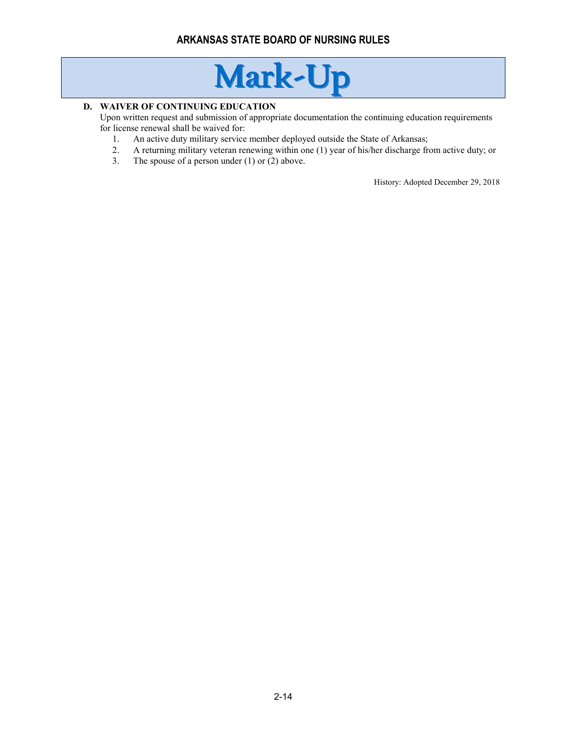**Mark-Up**

**D. WAIVER OF CONTINUING EDUCATION**

Upon written request and submission of appropriate documentation the continuing education requirements for license renewal shall be waived for:

1. An active duty military service member deployed outside the State of Arkansas;
2. A returning military veteran renewing within one (1) year of his/her discharge from active duty; or
3. The spouse of a person under (1) or (2) above.

History: Adopted December 29, 2018